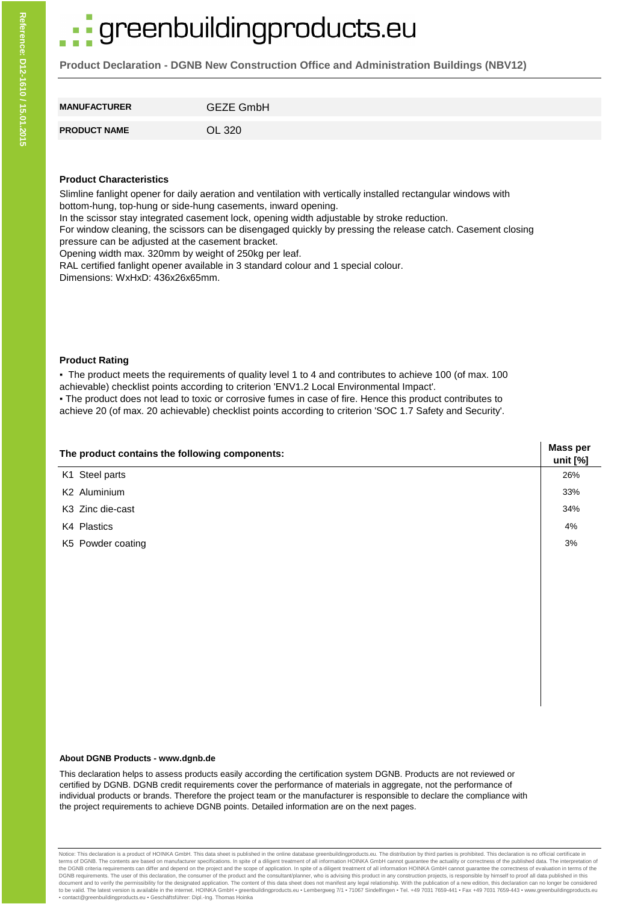# greenbuildingproducts.eu

**Product Declaration - DGNB New Construction Office and Administration Buildings (NBV12)**

| | |
|---|---|
| **MANUFACTURER** | GEZE GmbH |
| **PRODUCT NAME** | OL 320 |

**Product Characteristics**

Slimline fanlight opener for daily aeration and ventilation with vertically installed rectangular windows with bottom-hung, top-hung or side-hung casements, inward opening.
In the scissor stay integrated casement lock, opening width adjustable by stroke reduction.
For window cleaning, the scissors can be disengaged quickly by pressing the release catch. Casement closing pressure can be adjusted at the casement bracket.
Opening width max. 320mm by weight of 250kg per leaf.
RAL certified fanlight opener available in 3 standard colour and 1 special colour.
Dimensions: WxHxD: 436x26x65mm.

**Product Rating**

- The product meets the requirements of quality level 1 to 4 and contributes to achieve 100 (of max. 100 achievable) checklist points according to criterion 'ENV1.2 Local Environmental Impact'.
- The product does not lead to toxic or corrosive fumes in case of fire. Hence this product contributes to achieve 20 (of max. 20 achievable) checklist points according to criterion 'SOC 1.7 Safety and Security'.

| The product contains the following components: | Mass per unit [%] |
|---|---|
| K1 Steel parts | 26% |
| K2 Aluminium | 33% |
| K3 Zinc die-cast | 34% |
| K4 Plastics | 4% |
| K5 Powder coating | 3% |

**About DGNB Products - www.dgnb.de**

This declaration helps to assess products easily according the certification system DGNB. Products are not reviewed or certified by DGNB. DGNB credit requirements cover the performance of materials in aggregate, not the performance of individual products or brands. Therefore the project team or the manufacturer is responsible to declare the compliance with the project requirements to achieve DGNB points. Detailed information are on the next pages.

Notice: This declaration is a product of HOINKA GmbH. This data sheet is published in the online database greenbuildingproducts.eu. The distribution by third parties is prohibited. This declaration is no official certificate in terms of DGNB. The contents are based on manufacturer specifications. In spite of a diligent treatment of all information HOINKA GmbH cannot guarantee the actuality or correctness of the published data. The interpretation of the DGNB criteria requirements can differ and depend on the project and the scope of application. In spite of a diligent treatment of all information HOINKA GmbH cannot guarantee the correctness of evaluation in terms of the DGNB requirements. The user of this declaration, the consumer of the product and the consultant/planner, who is advising this product in any construction projects, is responsible by himself to proof all data published in this document and to verify the permissibility for the designated application. The content of this data sheet does not manifest any legal relationship. With the publication of a new edition, this declaration can no longer be considered to be valid. The latest version is available in the internet. HOINKA GmbH • greenbuildingproducts.eu • Lembergweg 7/1 • 71067 Sindelfingen • Tel. +49 7031 7659-441 • Fax +49 7031 7659-443 • www.greenbuildingproducts.eu • contact@greenbuildingproducts.eu • Geschäftsführer: Dipl.-Ing. Thomas Hoinka

Reference: D12-1610 / 15.01.2015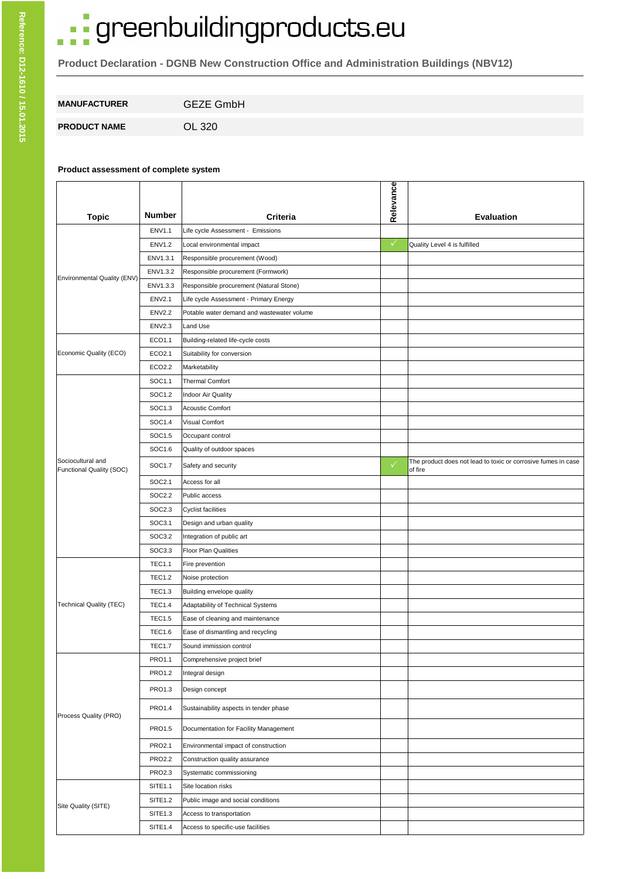# greenbuildingproducts.eu

## Product Declaration - DGNB New Construction Office and Administration Buildings (NBV12)

| | |
|---|---|
| **MANUFACTURER** | GEZE GmbH |
| **PRODUCT NAME** | OL 320 |

**Product assessment of complete system**

| Topic | Number | Criteria | Relevance | Evaluation |
|---|---|---|---|---|
| Environmental Quality (ENV) | ENV1.1 | Life cycle Assessment - Emissions | | |
| | ENV1.2 | Local environmental impact | ✓ | Quality Level 4 is fulfilled |
| | ENV1.3.1 | Responsible procurement (Wood) | | |
| | ENV1.3.2 | Responsible procurement (Formwork) | | |
| | ENV1.3.3 | Responsible procurement (Natural Stone) | | |
| | ENV2.1 | Life cycle Assessment - Primary Energy | | |
| | ENV2.2 | Potable water demand and wastewater volume | | |
| | ENV2.3 | Land Use | | |
| Economic Quality (ECO) | ECO1.1 | Building-related life-cycle costs | | |
| | ECO2.1 | Suitability for conversion | | |
| | ECO2.2 | Marketability | | |
| Sociocultural and Functional Quality (SOC) | SOC1.1 | Thermal Comfort | | |
| | SOC1.2 | Indoor Air Quality | | |
| | SOC1.3 | Acoustic Comfort | | |
| | SOC1.4 | Visual Comfort | | |
| | SOC1.5 | Occupant control | | |
| | SOC1.6 | Quality of outdoor spaces | | |
| | SOC1.7 | Safety and security | ✓ | The product does not lead to toxic or corrosive fumes in case of fire |
| | SOC2.1 | Access for all | | |
| | SOC2.2 | Public access | | |
| | SOC2.3 | Cyclist facilities | | |
| | SOC3.1 | Design and urban quality | | |
| | SOC3.2 | Integration of public art | | |
| | SOC3.3 | Floor Plan Qualities | | |
| Technical Quality (TEC) | TEC1.1 | Fire prevention | | |
| | TEC1.2 | Noise protection | | |
| | TEC1.3 | Building envelope quality | | |
| | TEC1.4 | Adaptability of Technical Systems | | |
| | TEC1.5 | Ease of cleaning and maintenance | | |
| | TEC1.6 | Ease of dismantling and recycling | | |
| | TEC1.7 | Sound immission control | | |
| Process Quality (PRO) | PRO1.1 | Comprehensive project brief | | |
| | PRO1.2 | Integral design | | |
| | PRO1.3 | Design concept | | |
| | PRO1.4 | Sustainability aspects in tender phase | | |
| | PRO1.5 | Documentation for Facility Management | | |
| | PRO2.1 | Environmental impact of construction | | |
| | PRO2.2 | Construction quality assurance | | |
| | PRO2.3 | Systematic commissioning | | |
| Site Quality (SITE) | SITE1.1 | Site location risks | | |
| | SITE1.2 | Public image and social conditions | | |
| | SITE1.3 | Access to transportation | | |
| | SITE1.4 | Access to specific-use facilities | | |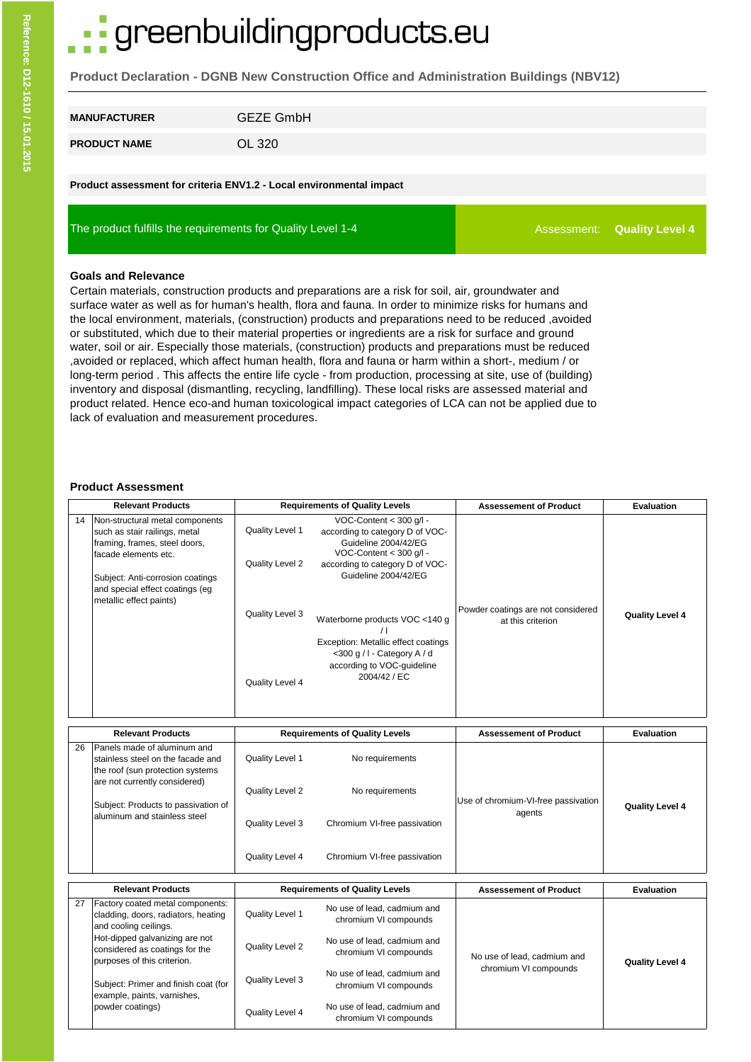# greenbuildingproducts.eu

**Product Declaration - DGNB New Construction Office and Administration Buildings (NBV12)**

| | |
|---|---|
| **MANUFACTURER** | GEZE GmbH |
| **PRODUCT NAME** | OL 320 |

**Product assessment for criteria ENV1.2 - Local environmental impact**

The product fulfills the requirements for Quality Level 1-4 — Assessment: **Quality Level 4**

### Goals and Relevance

Certain materials, construction products and preparations are a risk for soil, air, groundwater and surface water as well as for human's health, flora and fauna. In order to minimize risks for humans and the local environment, materials, (construction) products and preparations need to be reduced ,avoided or substituted, which due to their material properties or ingredients are a risk for surface and ground water, soil or air. Especially those materials, (construction) products and preparations must be reduced ,avoided or replaced, which affect human health, flora and fauna or harm within a short-, medium / or long-term period . This affects the entire life cycle - from production, processing at site, use of (building) inventory and disposal (dismantling, recycling, landfilling). These local risks are assessed material and product related. Hence eco-and human toxicological impact categories of LCA can not be applied due to lack of evaluation and measurement procedures.

### Product Assessment

| | Relevant Products | Requirements of Quality Levels | | Assessement of Product | Evaluation |
|---|---|---|---|---|---|
| 14 | Non-structural metal components such as stair railings, metal framing, frames, steel doors, facade elements etc.<br><br>Subject: Anti-corrosion coatings and special effect coatings (eg metallic effect paints) | Quality Level 1 | VOC-Content < 300 g/l - according to category D of VOC-Guideline 2004/42/EG | Powder coatings are not considered at this criterion | **Quality Level 4** |
| | | Quality Level 2 | VOC-Content < 300 g/l - according to category D of VOC-Guideline 2004/42/EG | | |
| | | Quality Level 3 | Waterborne products VOC <140 g / l<br>Exception: Metallic effect coatings <300 g / l - Category A / d according to VOC-guideline 2004/42 / EC | | |
| | | Quality Level 4 | | | |

| | Relevant Products | Requirements of Quality Levels | | Assessement of Product | Evaluation |
|---|---|---|---|---|---|
| 26 | Panels made of aluminum and stainless steel on the facade and the roof (sun protection systems are not currently considered)<br><br>Subject: Products to passivation of aluminum and stainless steel | Quality Level 1 | No requirements | Use of chromium-VI-free passivation agents | **Quality Level 4** |
| | | Quality Level 2 | No requirements | | |
| | | Quality Level 3 | Chromium VI-free passivation | | |
| | | Quality Level 4 | Chromium VI-free passivation | | |

| | Relevant Products | Requirements of Quality Levels | | Assessement of Product | Evaluation |
|---|---|---|---|---|---|
| 27 | Factory coated metal components: cladding, doors, radiators, heating and cooling ceilings.<br>Hot-dipped galvanizing are not considered as coatings for the purposes of this criterion.<br><br>Subject: Primer and finish coat (for example, paints, varnishes, powder coatings) | Quality Level 1 | No use of lead, cadmium and chromium VI compounds | No use of lead, cadmium and chromium VI compounds | **Quality Level 4** |
| | | Quality Level 2 | No use of lead, cadmium and chromium VI compounds | | |
| | | Quality Level 3 | No use of lead, cadmium and chromium VI compounds | | |
| | | Quality Level 4 | No use of lead, cadmium and chromium VI compounds | | |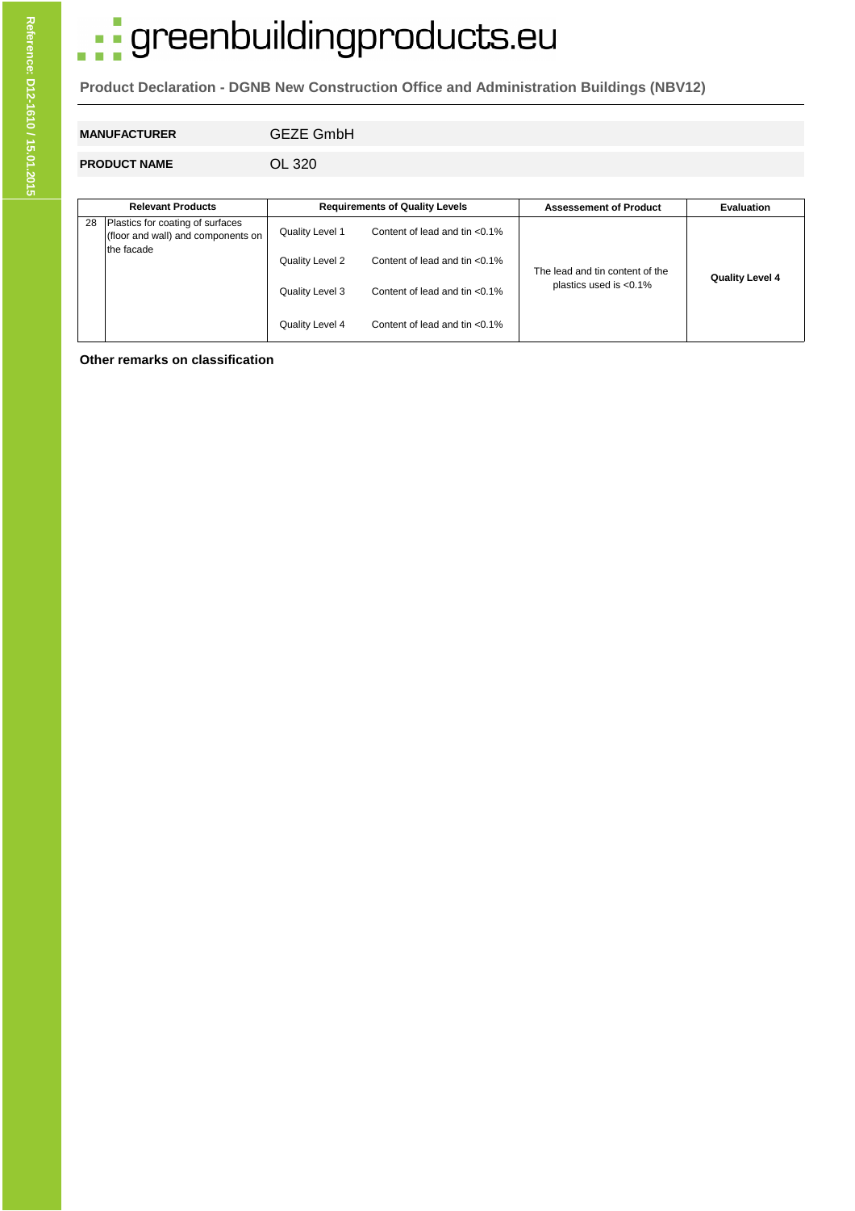# greenbuildingproducts.eu

**Product Declaration - DGNB New Construction Office and Administration Buildings (NBV12)**

| | |
|---|---|
| **MANUFACTURER** | GEZE GmbH |
| **PRODUCT NAME** | OL 320 |

| Relevant Products | | Requirements of Quality Levels | | Assessement of Product | Evaluation |
|---|---|---|---|---|---|
| 28 | Plastics for coating of surfaces (floor and wall) and components on the facade | Quality Level 1 | Content of lead and tin <0.1% | The lead and tin content of the plastics used is <0.1% | **Quality Level 4** |
| | | Quality Level 2 | Content of lead and tin <0.1% | | |
| | | Quality Level 3 | Content of lead and tin <0.1% | | |
| | | Quality Level 4 | Content of lead and tin <0.1% | | |

**Other remarks on classification**

Reference: D12-1610 / 15.01.2015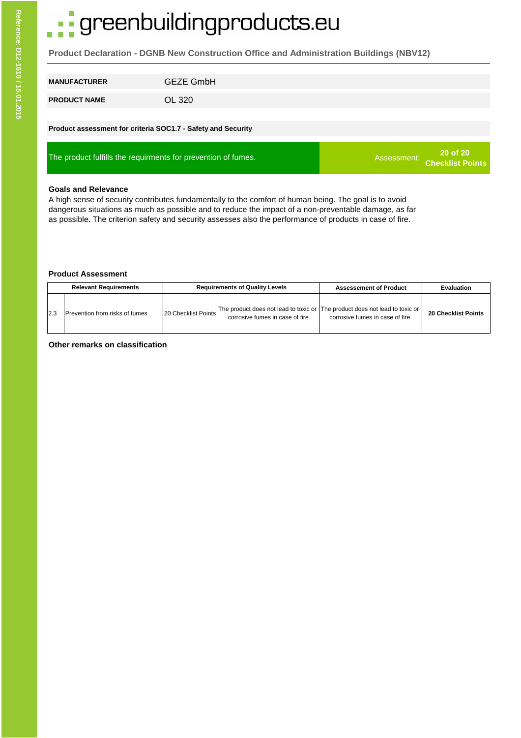# greenbuildingproducts.eu

**Product Declaration - DGNB New Construction Office and Administration Buildings (NBV12)**

| | |
|---|---|
| **MANUFACTURER** | GEZE GmbH |
| **PRODUCT NAME** | OL 320 |

**Product assessment for criteria SOC1.7 - Safety and Security**

The product fulfills the requirments for prevention of fumes. — Assessment: **20 of 20 Checklist Points**

### Goals and Relevance

A high sense of security contributes fundamentally to the comfort of human being. The goal is to avoid dangerous situations as much as possible and to reduce the impact of a non-preventable damage, as far as possible. The criterion safety and security assesses also the performance of products in case of fire.

### Product Assessment

| Relevant Requirements | | Requirements of Quality Levels | | Assessement of Product | Evaluation |
|---|---|---|---|---|---|
| 2.3 | Prevention from risks of fumes | 20 Checklist Points | The product does not lead to toxic or corrosive fumes in case of fire | The product does not lead to toxic or corrosive fumes in case of fire. | **20 Checklist Points** |

### Other remarks on classification

Reference: D12-1610 / 15.01.2015